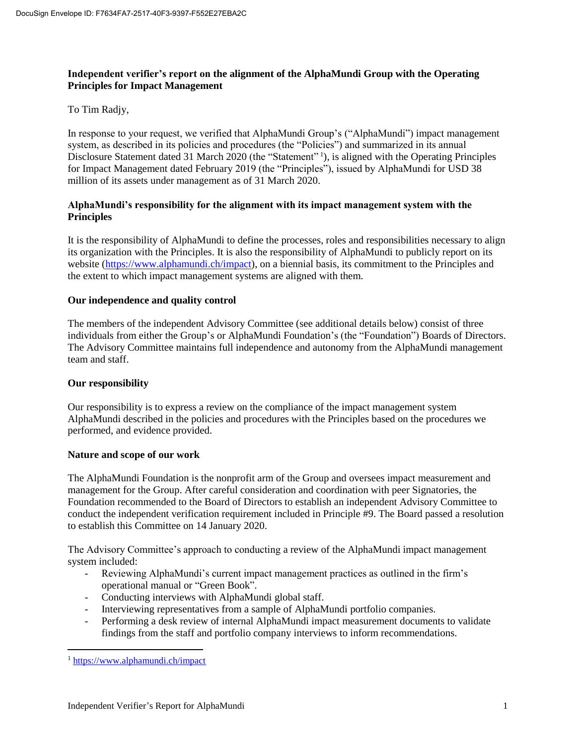DocuSign Envelope ID: F7634FA7-2517-40F3-9397-F552E27EBA2C

**Independent verifier's report on the alignment of the AlphaMundi Group with the Operating Principles for Impact Management**

To Tim Radjy,

In response to your request, we verified that AlphaMundi Group's ("AlphaMundi") impact management system, as described in its policies and procedures (the "Policies") and summarized in its annual Disclosure Statement dated 31 March 2020 (the "Statement" [1]), is aligned with the Operating Principles for Impact Management dated February 2019 (the "Principles"), issued by AlphaMundi for USD 38 million of its assets under management as of 31 March 2020.

**AlphaMundi's responsibility for the alignment with its impact management system with the Principles**

It is the responsibility of AlphaMundi to define the processes, roles and responsibilities necessary to align its organization with the Principles. It is also the responsibility of AlphaMundi to publicly report on its website (https://www.alphamundi.ch/impact), on a biennial basis, its commitment to the Principles and the extent to which impact management systems are aligned with them.

**Our independence and quality control**

The members of the independent Advisory Committee (see additional details below) consist of three individuals from either the Group's or AlphaMundi Foundation's (the "Foundation") Boards of Directors. The Advisory Committee maintains full independence and autonomy from the AlphaMundi management team and staff.

**Our responsibility**

Our responsibility is to express a review on the compliance of the impact management system AlphaMundi described in the policies and procedures with the Principles based on the procedures we performed, and evidence provided.

**Nature and scope of our work**

The AlphaMundi Foundation is the nonprofit arm of the Group and oversees impact measurement and management for the Group. After careful consideration and coordination with peer Signatories, the Foundation recommended to the Board of Directors to establish an independent Advisory Committee to conduct the independent verification requirement included in Principle #9. The Board passed a resolution to establish this Committee on 14 January 2020.

The Advisory Committee's approach to conducting a review of the AlphaMundi impact management system included:

- Reviewing AlphaMundi's current impact management practices as outlined in the firm's operational manual or "Green Book".
- Conducting interviews with AlphaMundi global staff.
- Interviewing representatives from a sample of AlphaMundi portfolio companies.
- Performing a desk review of internal AlphaMundi impact measurement documents to validate findings from the staff and portfolio company interviews to inform recommendations.

[1] https://www.alphamundi.ch/impact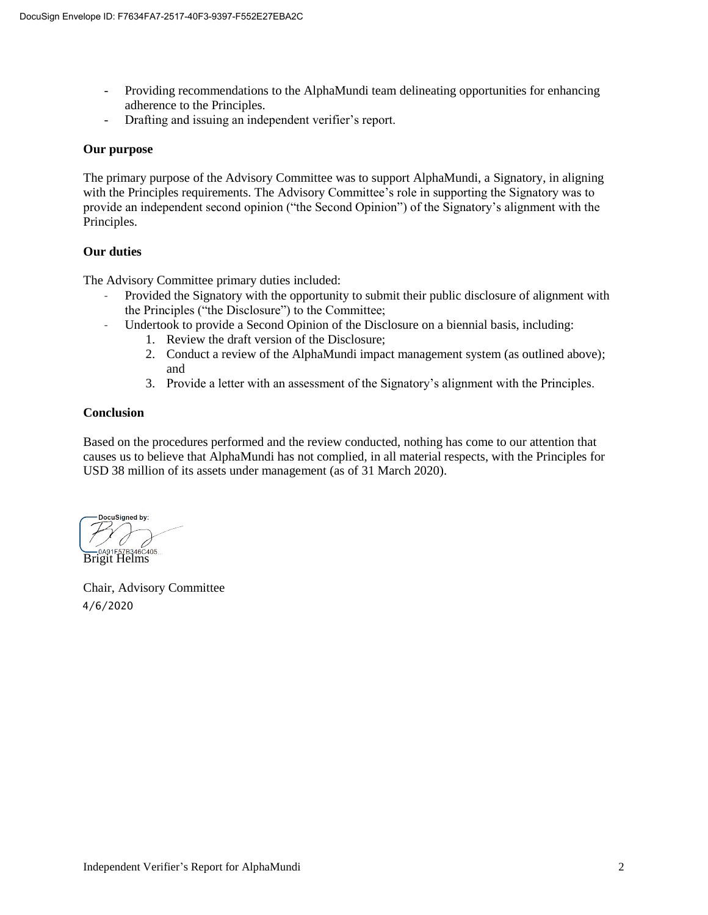- Providing recommendations to the AlphaMundi team delineating opportunities for enhancing adherence to the Principles.
- Drafting and issuing an independent verifier's report.

**Our purpose**

The primary purpose of the Advisory Committee was to support AlphaMundi, a Signatory, in aligning with the Principles requirements. The Advisory Committee's role in supporting the Signatory was to provide an independent second opinion ("the Second Opinion") of the Signatory's alignment with the Principles.

**Our duties**

The Advisory Committee primary duties included:

- Provided the Signatory with the opportunity to submit their public disclosure of alignment with the Principles ("the Disclosure") to the Committee;
- Undertook to provide a Second Opinion of the Disclosure on a biennial basis, including:
    1. Review the draft version of the Disclosure;
    2. Conduct a review of the AlphaMundi impact management system (as outlined above); and
    3. Provide a letter with an assessment of the Signatory's alignment with the Principles.

**Conclusion**

Based on the procedures performed and the review conducted, nothing has come to our attention that causes us to believe that AlphaMundi has not complied, in all material respects, with the Principles for USD 38 million of its assets under management (as of 31 March 2020).

DocuSigned by:

0A91F57B346C405...

Brigit Helms

Chair, Advisory Committee

4/6/2020